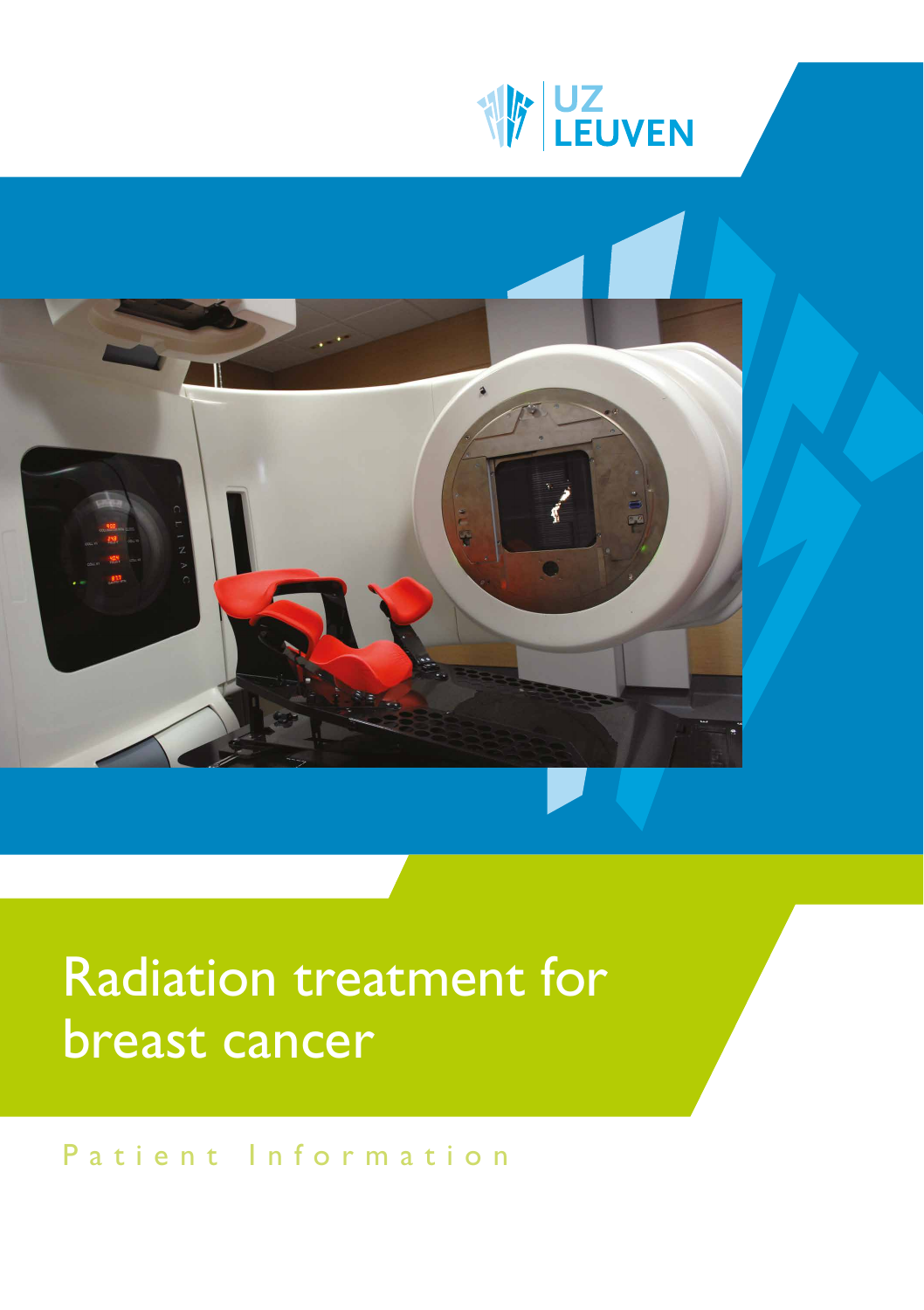UZ LEUVEN

# Radiation treatment for breast cancer

Patient Information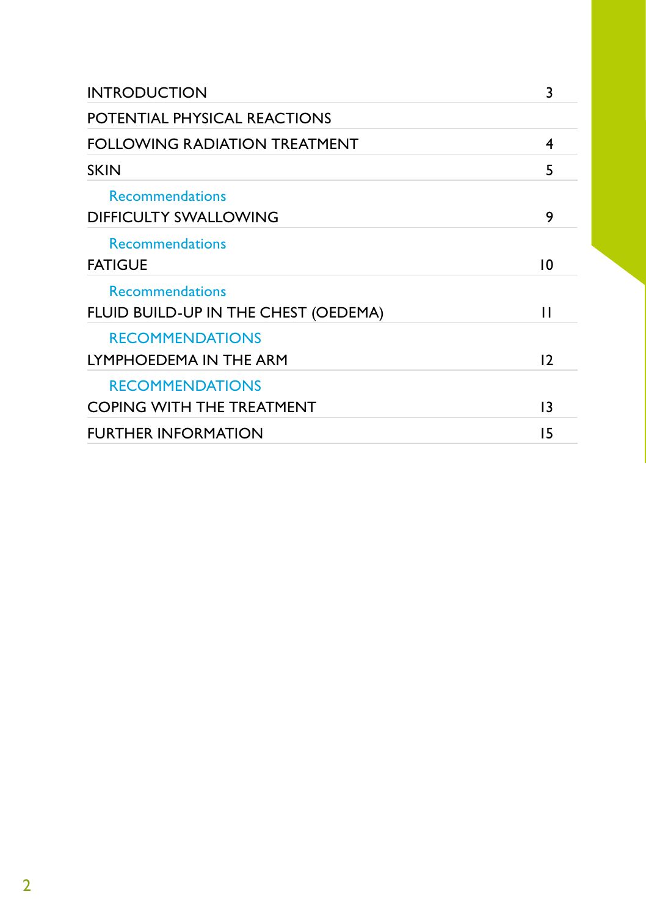| | |
|---|---|
| INTRODUCTION | 3 |
| POTENTIAL PHYSICAL REACTIONS | |
| FOLLOWING RADIATION TREATMENT | 4 |
| SKIN | 5 |
| Recommendations | |
| DIFFICULTY SWALLOWING | 9 |
| Recommendations | |
| FATIGUE | 10 |
| Recommendations | |
| FLUID BUILD-UP IN THE CHEST (OEDEMA) | 11 |
| RECOMMENDATIONS | |
| LYMPHOEDEMA IN THE ARM | 12 |
| RECOMMENDATIONS | |
| COPING WITH THE TREATMENT | 13 |
| FURTHER INFORMATION | 15 |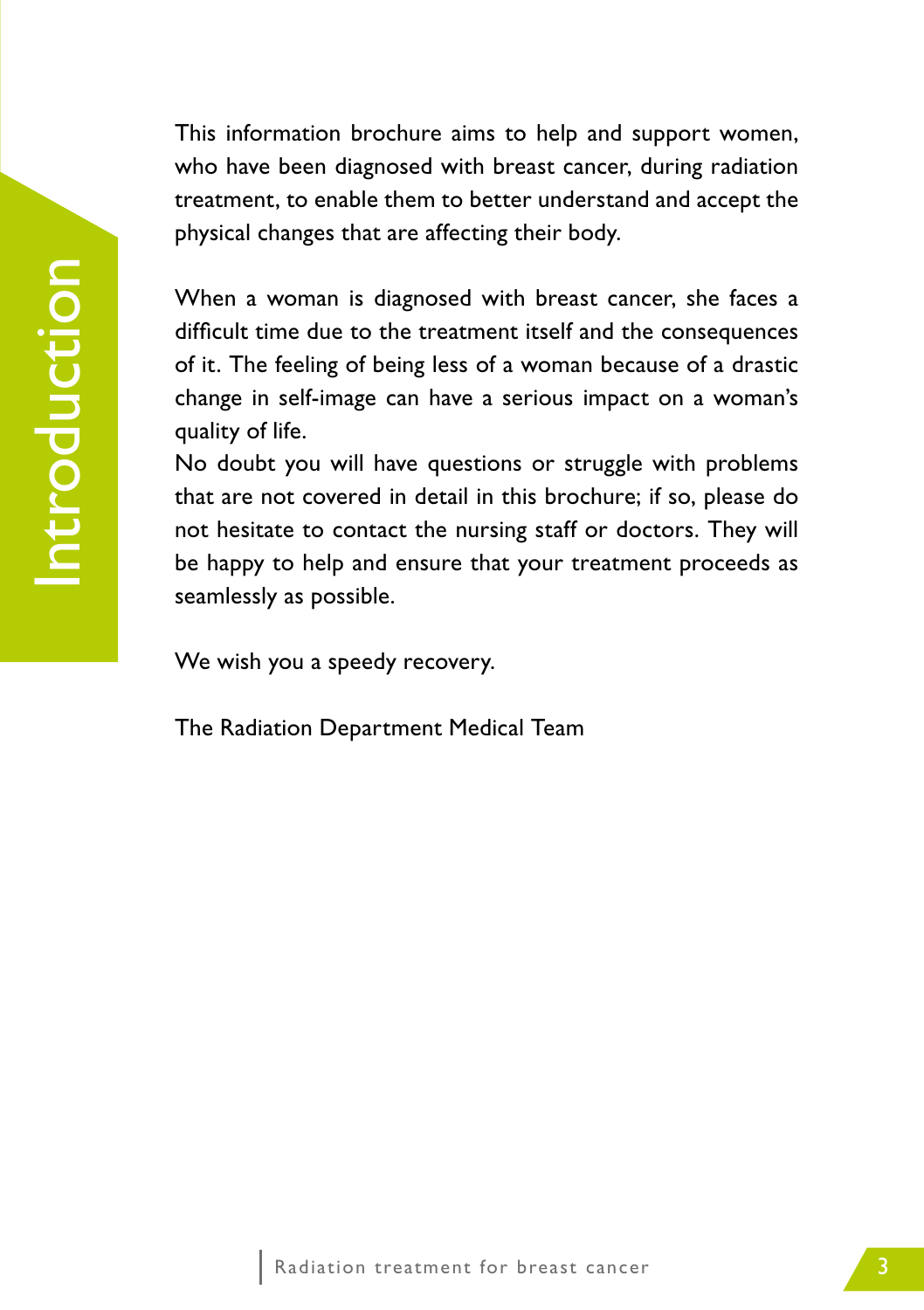# Introduction

This information brochure aims to help and support women, who have been diagnosed with breast cancer, during radiation treatment, to enable them to better understand and accept the physical changes that are affecting their body.

When a woman is diagnosed with breast cancer, she faces a difficult time due to the treatment itself and the consequences of it. The feeling of being less of a woman because of a drastic change in self-image can have a serious impact on a woman's quality of life.
No doubt you will have questions or struggle with problems that are not covered in detail in this brochure; if so, please do not hesitate to contact the nursing staff or doctors. They will be happy to help and ensure that your treatment proceeds as seamlessly as possible.

We wish you a speedy recovery.

The Radiation Department Medical Team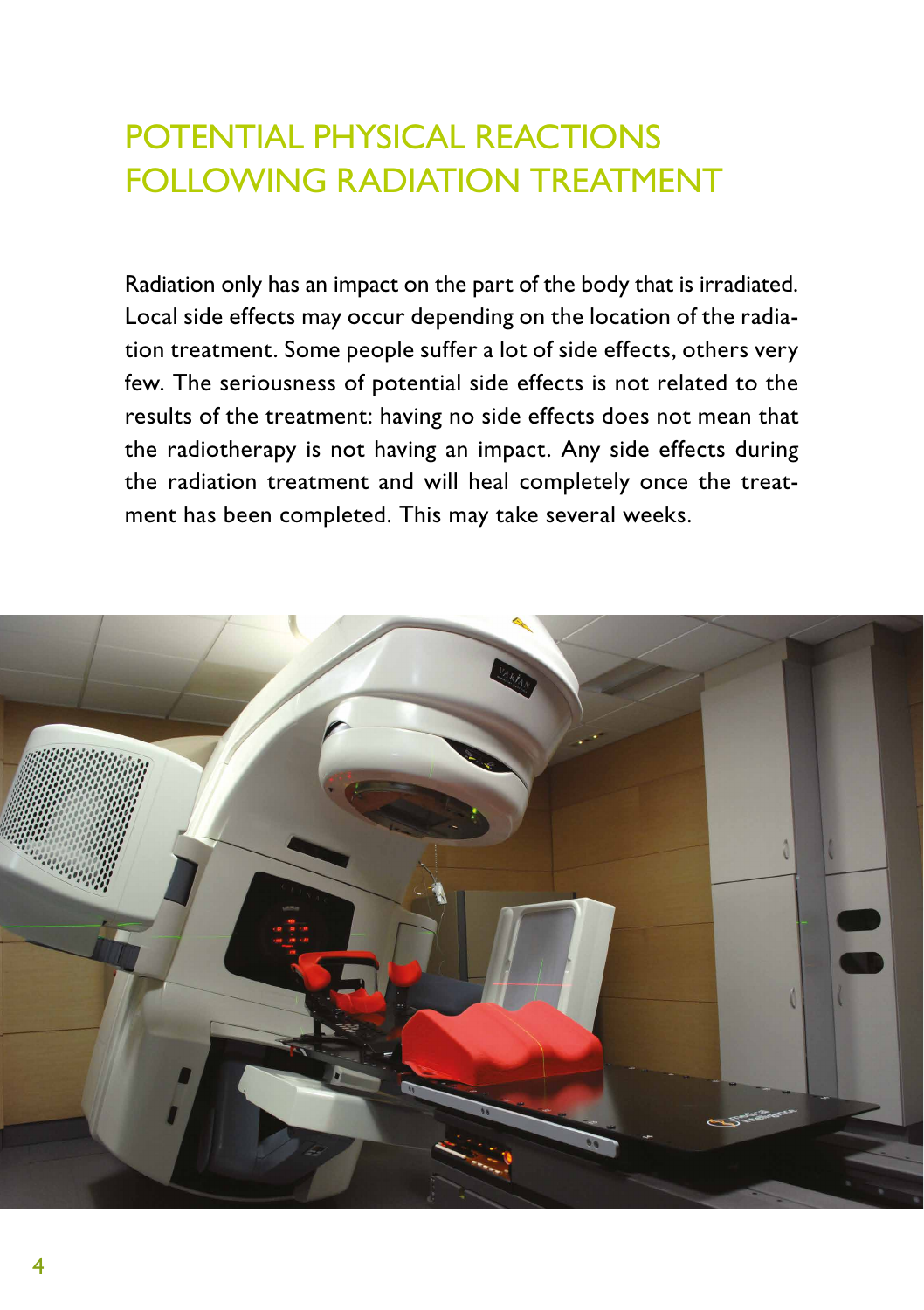# POTENTIAL PHYSICAL REACTIONS FOLLOWING RADIATION TREATMENT

Radiation only has an impact on the part of the body that is irradiated. Local side effects may occur depending on the location of the radiation treatment. Some people suffer a lot of side effects, others very few. The seriousness of potential side effects is not related to the results of the treatment: having no side effects does not mean that the radiotherapy is not having an impact. Any side effects during the radiation treatment and will heal completely once the treatment has been completed. This may take several weeks.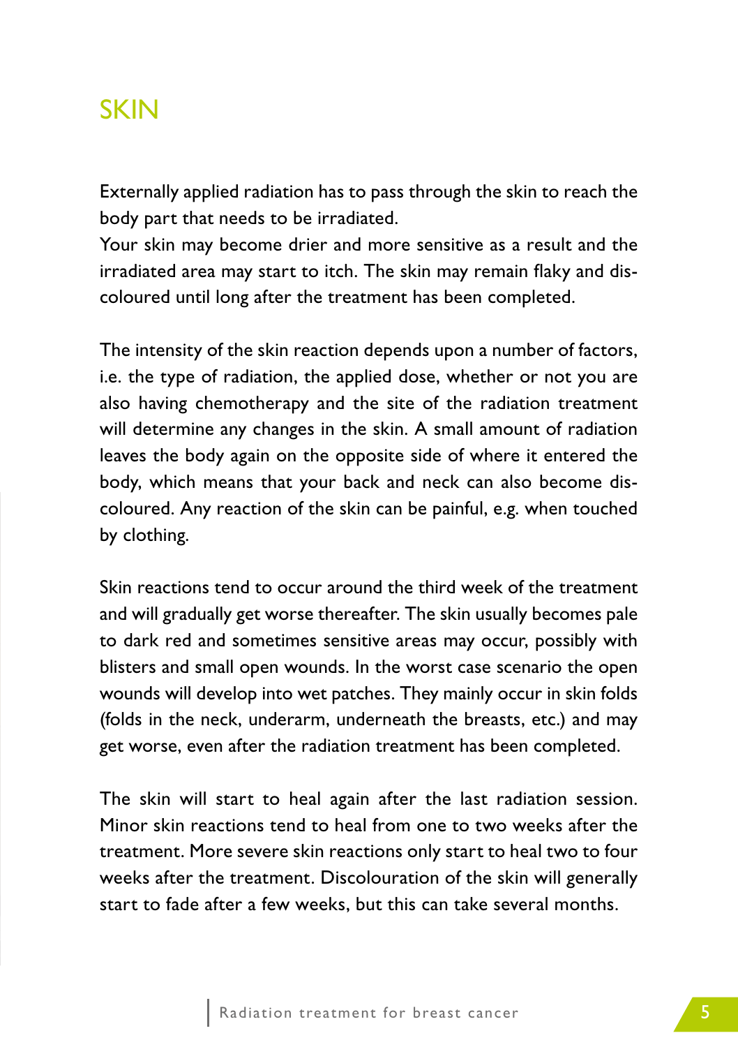# SKIN

Externally applied radiation has to pass through the skin to reach the body part that needs to be irradiated.
Your skin may become drier and more sensitive as a result and the irradiated area may start to itch. The skin may remain flaky and discoloured until long after the treatment has been completed.

The intensity of the skin reaction depends upon a number of factors, i.e. the type of radiation, the applied dose, whether or not you are also having chemotherapy and the site of the radiation treatment will determine any changes in the skin. A small amount of radiation leaves the body again on the opposite side of where it entered the body, which means that your back and neck can also become discoloured. Any reaction of the skin can be painful, e.g. when touched by clothing.

Skin reactions tend to occur around the third week of the treatment and will gradually get worse thereafter. The skin usually becomes pale to dark red and sometimes sensitive areas may occur, possibly with blisters and small open wounds. In the worst case scenario the open wounds will develop into wet patches. They mainly occur in skin folds (folds in the neck, underarm, underneath the breasts, etc.) and may get worse, even after the radiation treatment has been completed.

The skin will start to heal again after the last radiation session. Minor skin reactions tend to heal from one to two weeks after the treatment. More severe skin reactions only start to heal two to four weeks after the treatment. Discolouration of the skin will generally start to fade after a few weeks, but this can take several months.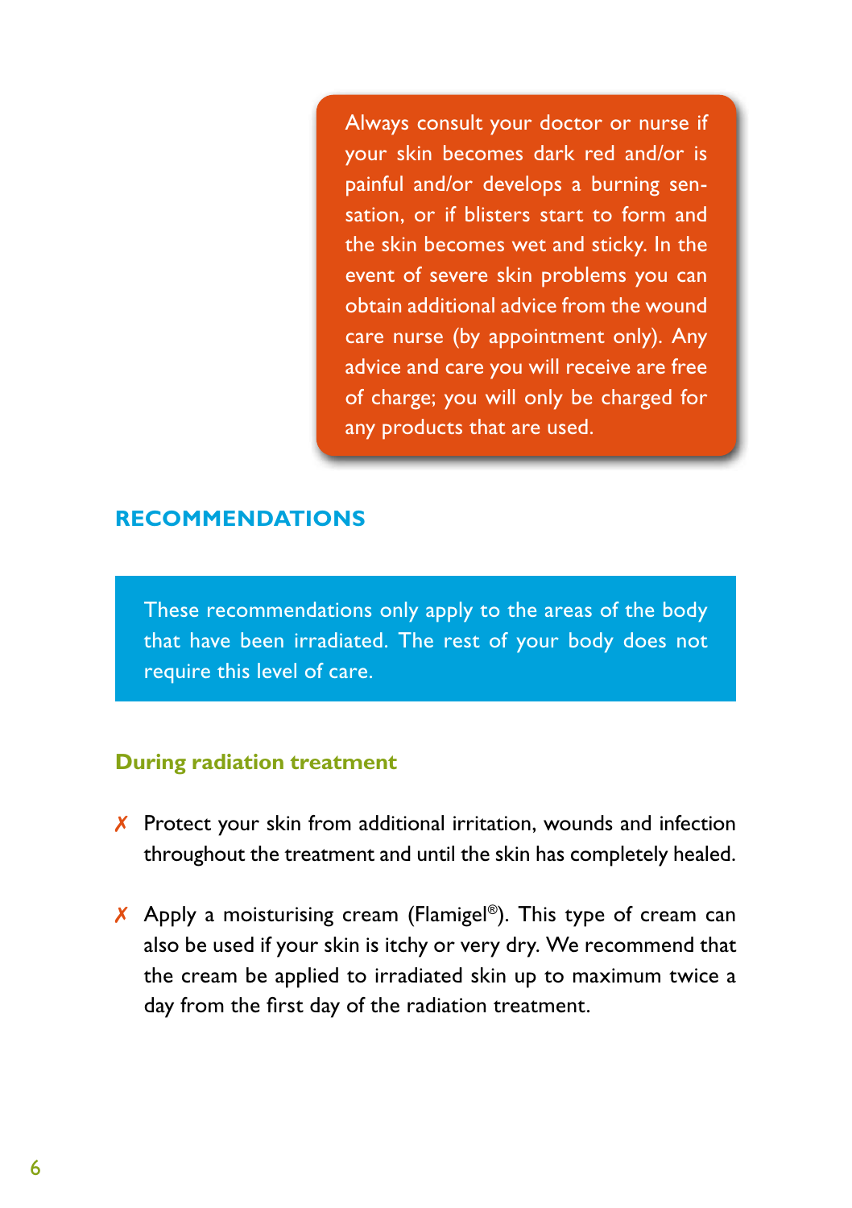> Always consult your doctor or nurse if your skin becomes dark red and/or is painful and/or develops a burning sensation, or if blisters start to form and the skin becomes wet and sticky. In the event of severe skin problems you can obtain additional advice from the wound care nurse (by appointment only). Any advice and care you will receive are free of charge; you will only be charged for any products that are used.

## RECOMMENDATIONS

> These recommendations only apply to the areas of the body that have been irradiated. The rest of your body does not require this level of care.

### During radiation treatment

- ✗ Protect your skin from additional irritation, wounds and infection throughout the treatment and until the skin has completely healed.
- ✗ Apply a moisturising cream (Flamigel®). This type of cream can also be used if your skin is itchy or very dry. We recommend that the cream be applied to irradiated skin up to maximum twice a day from the first day of the radiation treatment.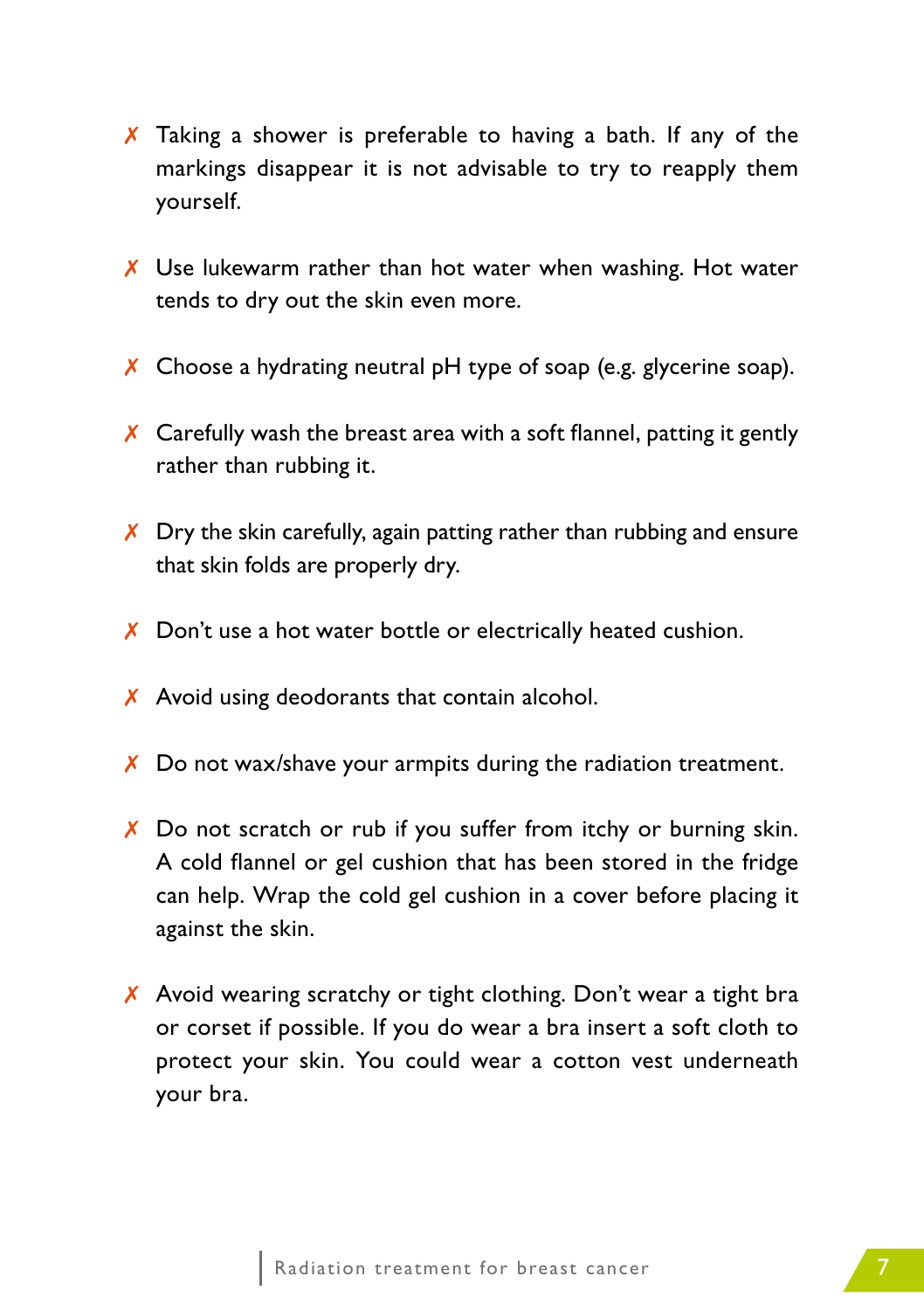- ✗ Taking a shower is preferable to having a bath. If any of the markings disappear it is not advisable to try to reapply them yourself.
- ✗ Use lukewarm rather than hot water when washing. Hot water tends to dry out the skin even more.
- ✗ Choose a hydrating neutral pH type of soap (e.g. glycerine soap).
- ✗ Carefully wash the breast area with a soft flannel, patting it gently rather than rubbing it.
- ✗ Dry the skin carefully, again patting rather than rubbing and ensure that skin folds are properly dry.
- ✗ Don't use a hot water bottle or electrically heated cushion.
- ✗ Avoid using deodorants that contain alcohol.
- ✗ Do not wax/shave your armpits during the radiation treatment.
- ✗ Do not scratch or rub if you suffer from itchy or burning skin. A cold flannel or gel cushion that has been stored in the fridge can help. Wrap the cold gel cushion in a cover before placing it against the skin.
- ✗ Avoid wearing scratchy or tight clothing. Don't wear a tight bra or corset if possible. If you do wear a bra insert a soft cloth to protect your skin. You could wear a cotton vest underneath your bra.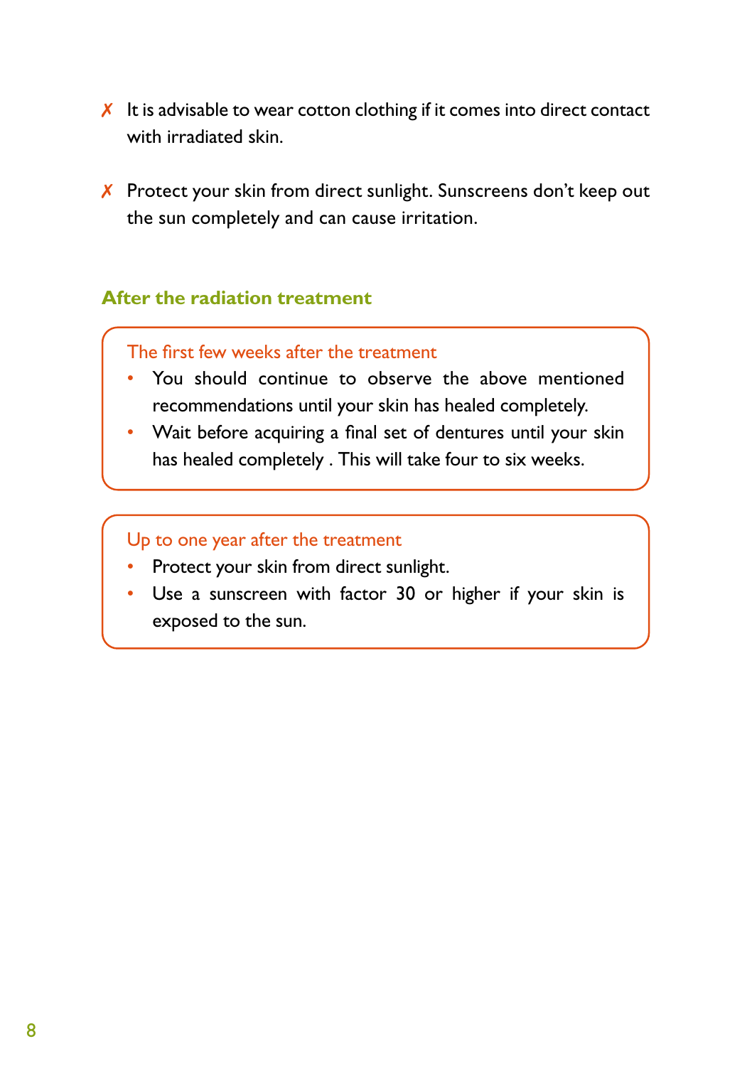✗ It is advisable to wear cotton clothing if it comes into direct contact with irradiated skin.

✗ Protect your skin from direct sunlight. Sunscreens don't keep out the sun completely and can cause irritation.

## After the radiation treatment

### The first few weeks after the treatment

- You should continue to observe the above mentioned recommendations until your skin has healed completely.
- Wait before acquiring a final set of dentures until your skin has healed completely . This will take four to six weeks.

### Up to one year after the treatment

- Protect your skin from direct sunlight.
- Use a sunscreen with factor 30 or higher if your skin is exposed to the sun.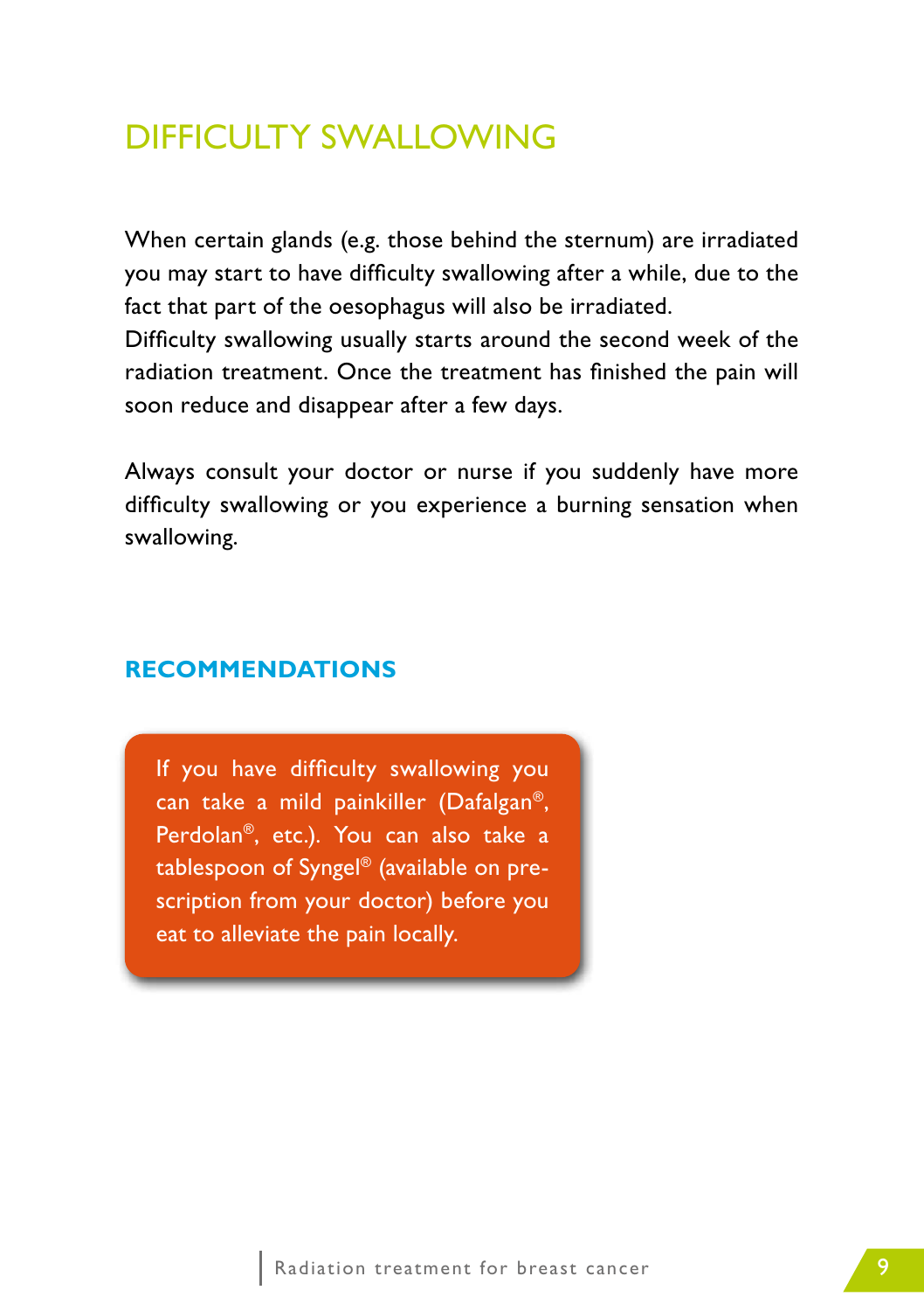# DIFFICULTY SWALLOWING

When certain glands (e.g. those behind the sternum) are irradiated you may start to have difficulty swallowing after a while, due to the fact that part of the oesophagus will also be irradiated.
Difficulty swallowing usually starts around the second week of the radiation treatment. Once the treatment has finished the pain will soon reduce and disappear after a few days.

Always consult your doctor or nurse if you suddenly have more difficulty swallowing or you experience a burning sensation when swallowing.

## RECOMMENDATIONS

If you have difficulty swallowing you can take a mild painkiller (Dafalgan®, Perdolan®, etc.). You can also take a tablespoon of Syngel® (available on prescription from your doctor) before you eat to alleviate the pain locally.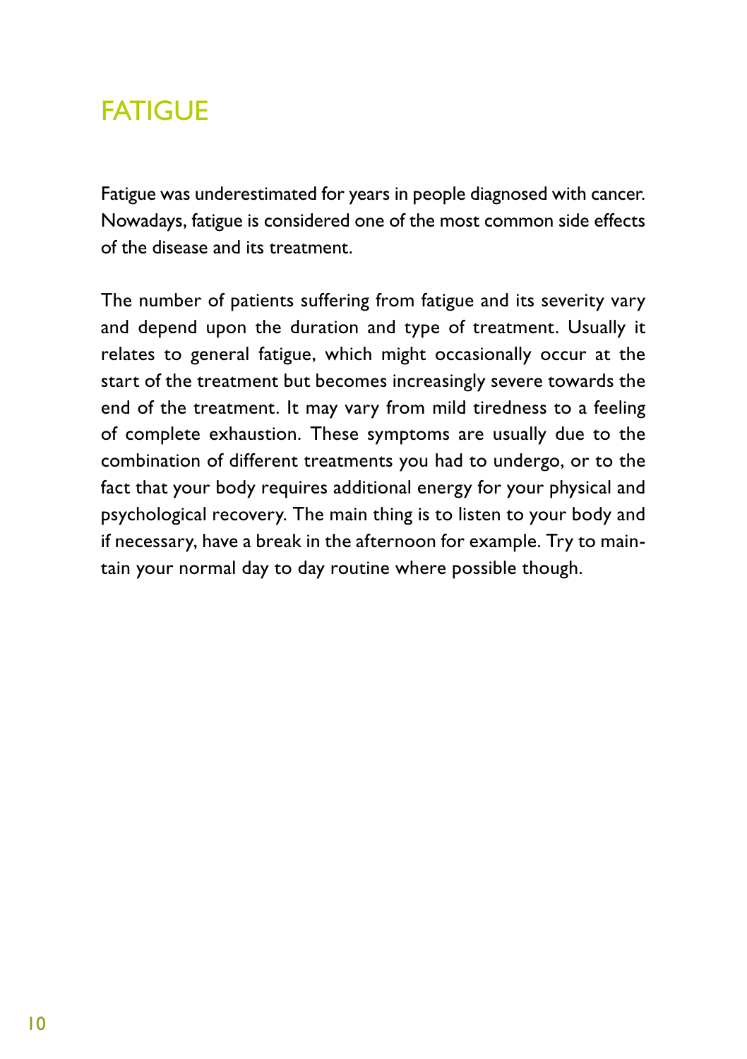# FATIGUE

Fatigue was underestimated for years in people diagnosed with cancer. Nowadays, fatigue is considered one of the most common side effects of the disease and its treatment.

The number of patients suffering from fatigue and its severity vary and depend upon the duration and type of treatment. Usually it relates to general fatigue, which might occasionally occur at the start of the treatment but becomes increasingly severe towards the end of the treatment. It may vary from mild tiredness to a feeling of complete exhaustion. These symptoms are usually due to the combination of different treatments you had to undergo, or to the fact that your body requires additional energy for your physical and psychological recovery. The main thing is to listen to your body and if necessary, have a break in the afternoon for example. Try to maintain your normal day to day routine where possible though.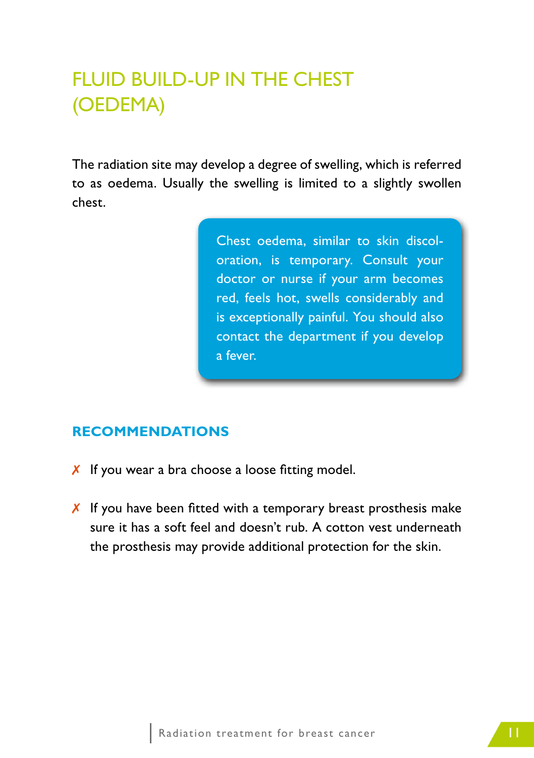# FLUID BUILD-UP IN THE CHEST (OEDEMA)

The radiation site may develop a degree of swelling, which is referred to as oedema. Usually the swelling is limited to a slightly swollen chest.

> Chest oedema, similar to skin discoloration, is temporary. Consult your doctor or nurse if your arm becomes red, feels hot, swells considerably and is exceptionally painful. You should also contact the department if you develop a fever.

## RECOMMENDATIONS

- ✗ If you wear a bra choose a loose fitting model.
- ✗ If you have been fitted with a temporary breast prosthesis make sure it has a soft feel and doesn't rub. A cotton vest underneath the prosthesis may provide additional protection for the skin.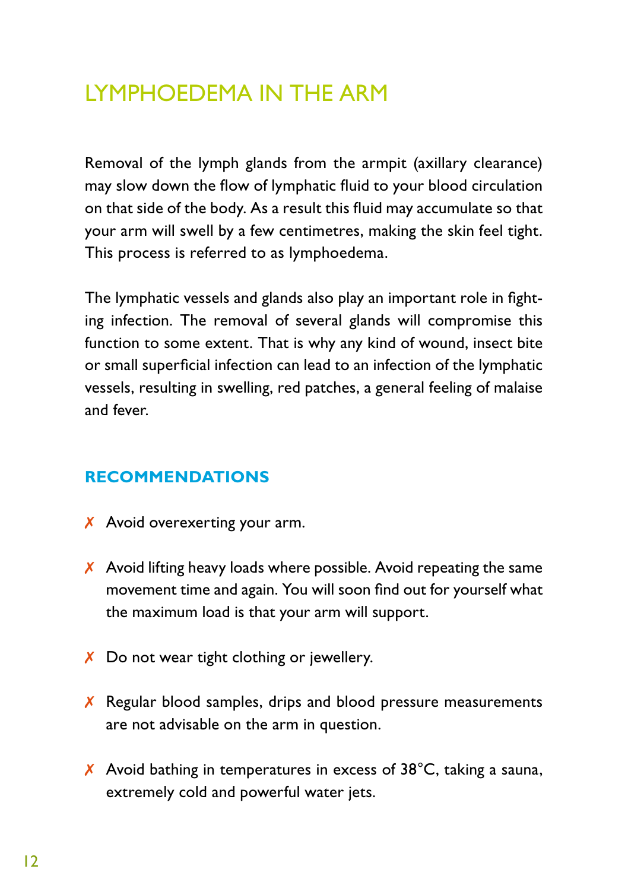# LYMPHOEDEMA IN THE ARM

Removal of the lymph glands from the armpit (axillary clearance) may slow down the flow of lymphatic fluid to your blood circulation on that side of the body. As a result this fluid may accumulate so that your arm will swell by a few centimetres, making the skin feel tight. This process is referred to as lymphoedema.

The lymphatic vessels and glands also play an important role in fighting infection. The removal of several glands will compromise this function to some extent. That is why any kind of wound, insect bite or small superficial infection can lead to an infection of the lymphatic vessels, resulting in swelling, red patches, a general feeling of malaise and fever.

## RECOMMENDATIONS

- ✗ Avoid overexerting your arm.
- ✗ Avoid lifting heavy loads where possible. Avoid repeating the same movement time and again. You will soon find out for yourself what the maximum load is that your arm will support.
- ✗ Do not wear tight clothing or jewellery.
- ✗ Regular blood samples, drips and blood pressure measurements are not advisable on the arm in question.
- ✗ Avoid bathing in temperatures in excess of 38°C, taking a sauna, extremely cold and powerful water jets.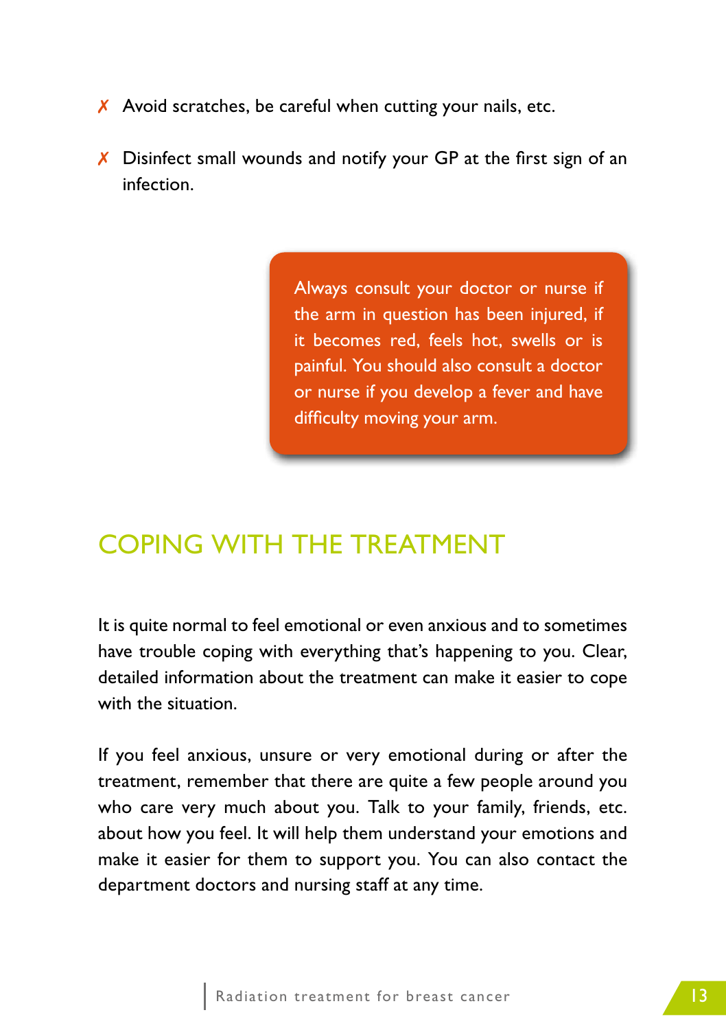- ✗ Avoid scratches, be careful when cutting your nails, etc.
- ✗ Disinfect small wounds and notify your GP at the first sign of an infection.

> Always consult your doctor or nurse if the arm in question has been injured, if it becomes red, feels hot, swells or is painful. You should also consult a doctor or nurse if you develop a fever and have difficulty moving your arm.

## COPING WITH THE TREATMENT

It is quite normal to feel emotional or even anxious and to sometimes have trouble coping with everything that's happening to you. Clear, detailed information about the treatment can make it easier to cope with the situation.

If you feel anxious, unsure or very emotional during or after the treatment, remember that there are quite a few people around you who care very much about you. Talk to your family, friends, etc. about how you feel. It will help them understand your emotions and make it easier for them to support you. You can also contact the department doctors and nursing staff at any time.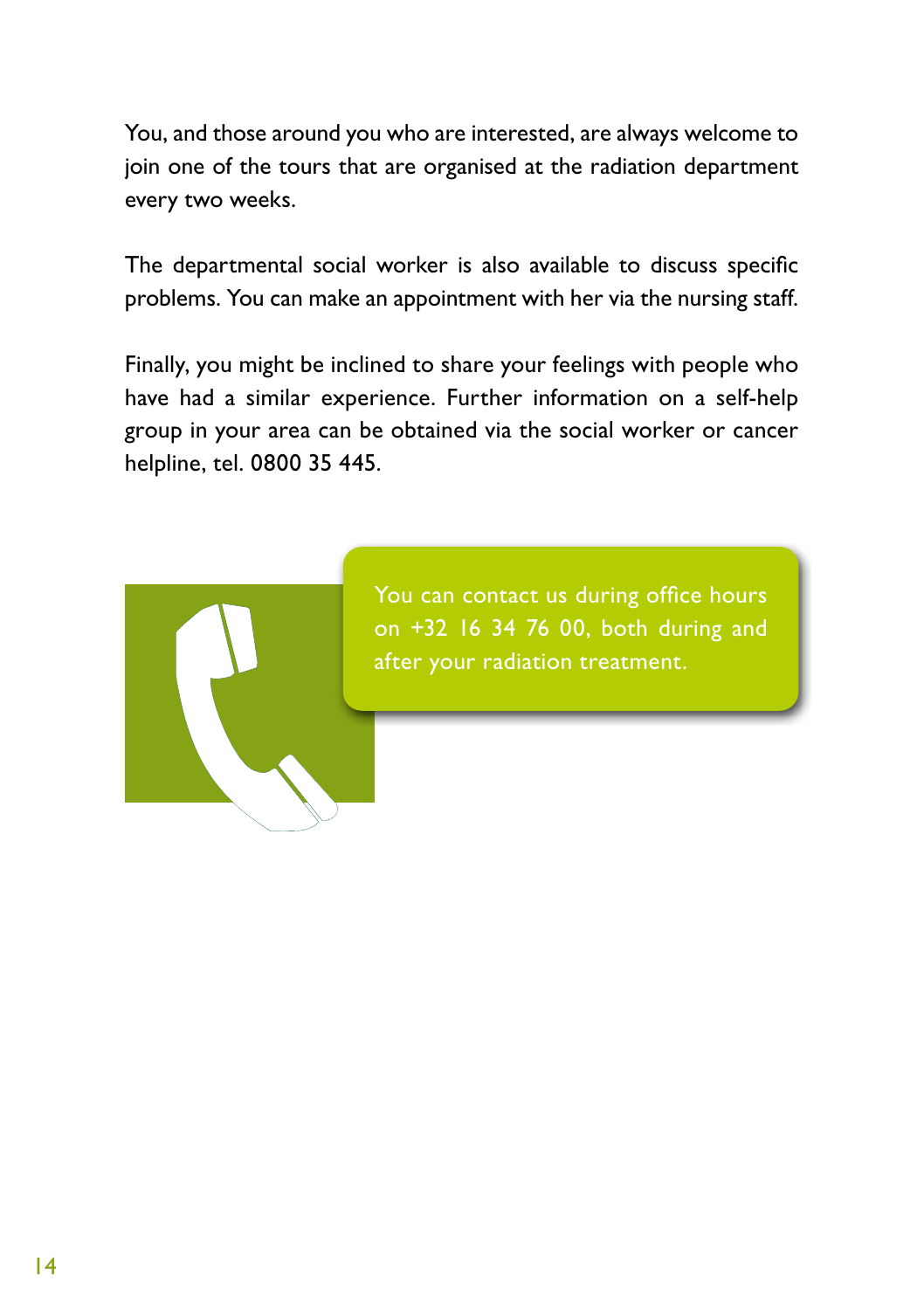You, and those around you who are interested, are always welcome to join one of the tours that are organised at the radiation department every two weeks.

The departmental social worker is also available to discuss specific problems. You can make an appointment with her via the nursing staff.

Finally, you might be inclined to share your feelings with people who have had a similar experience. Further information on a self-help group in your area can be obtained via the social worker or cancer helpline, tel. 0800 35 445.

You can contact us during office hours on +32 16 34 76 00, both during and after your radiation treatment.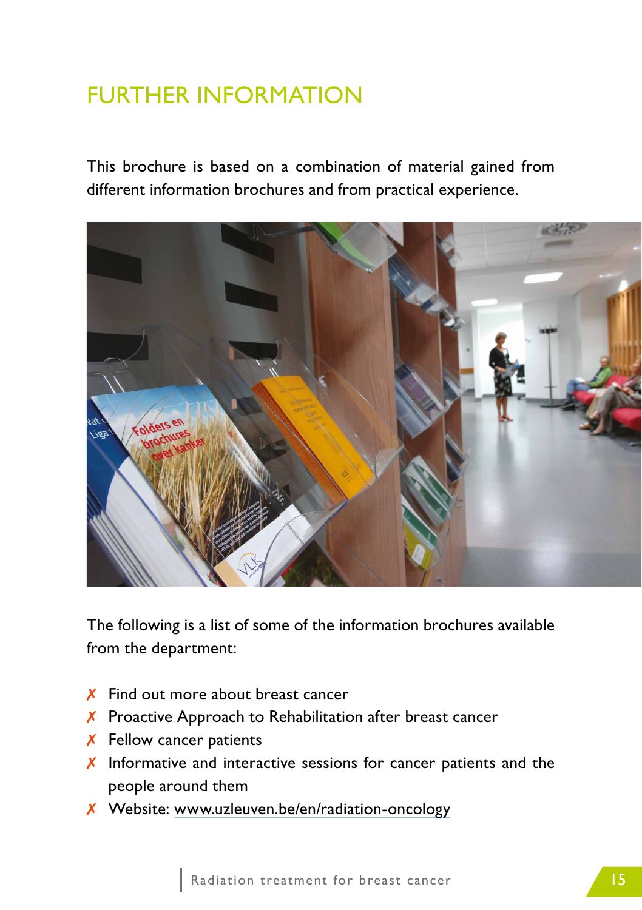# FURTHER INFORMATION

This brochure is based on a combination of material gained from different information brochures and from practical experience.

The following is a list of some of the information brochures available from the department:

- Find out more about breast cancer
- Proactive Approach to Rehabilitation after breast cancer
- Fellow cancer patients
- Informative and interactive sessions for cancer patients and the people around them
- Website: www.uzleuven.be/en/radiation-oncology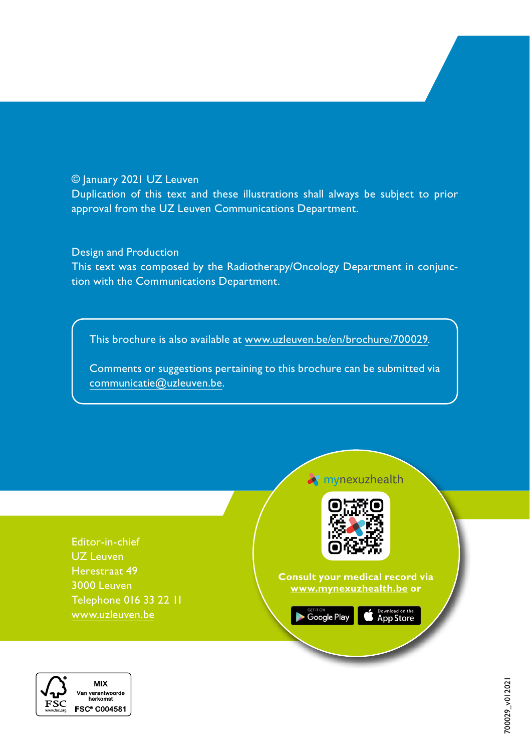© January 2021 UZ Leuven
Duplication of this text and these illustrations shall always be subject to prior approval from the UZ Leuven Communications Department.

Design and Production
This text was composed by the Radiotherapy/Oncology Department in conjunction with the Communications Department.

This brochure is also available at www.uzleuven.be/en/brochure/700029.

Comments or suggestions pertaining to this brochure can be submitted via communicatie@uzleuven.be.

Editor-in-chief
UZ Leuven
Herestraat 49
3000 Leuven
Telephone 016 33 22 11
www.uzleuven.be

mynexuzhealth

**Consult your medical record via www.mynexuzhealth.be or**

GET IT ON Google Play

Download on the App Store

MIX
Van verantwoorde herkomst
FSC® C004581

700029_v012021